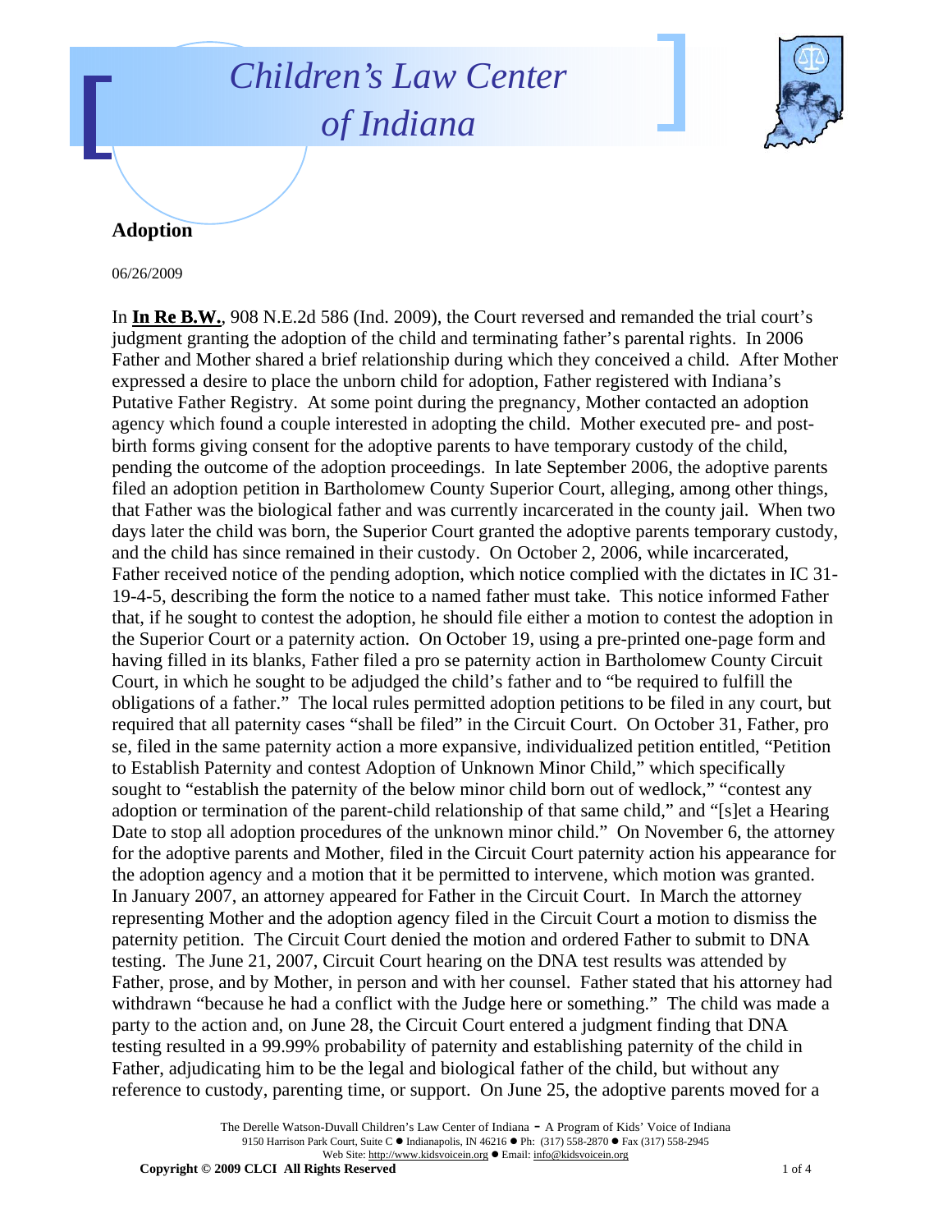# Children's Law Center of Indiana

## Adoption

06/26/2009

In **In Re B.W.**, 908 N.E.2d 586 (Ind. 2009), the Court reversed and remanded the trial court's judgment granting the adoption of the child and terminating father's parental rights. In 2006 Father and Mother shared a brief relationship during which they conceived a child. After Mother expressed a desire to place the unborn child for adoption, Father registered with Indiana's Putative Father Registry. At some point during the pregnancy, Mother contacted an adoption agency which found a couple interested in adopting the child. Mother executed pre- and post-birth forms giving consent for the adoptive parents to have temporary custody of the child, pending the outcome of the adoption proceedings. In late September 2006, the adoptive parents filed an adoption petition in Bartholomew County Superior Court, alleging, among other things, that Father was the biological father and was currently incarcerated in the county jail. When two days later the child was born, the Superior Court granted the adoptive parents temporary custody, and the child has since remained in their custody. On October 2, 2006, while incarcerated, Father received notice of the pending adoption, which notice complied with the dictates in IC 31-19-4-5, describing the form the notice to a named father must take. This notice informed Father that, if he sought to contest the adoption, he should file either a motion to contest the adoption in the Superior Court or a paternity action. On October 19, using a pre-printed one-page form and having filled in its blanks, Father filed a pro se paternity action in Bartholomew County Circuit Court, in which he sought to be adjudged the child's father and to "be required to fulfill the obligations of a father." The local rules permitted adoption petitions to be filed in any court, but required that all paternity cases "shall be filed" in the Circuit Court. On October 31, Father, pro se, filed in the same paternity action a more expansive, individualized petition entitled, "Petition to Establish Paternity and contest Adoption of Unknown Minor Child," which specifically sought to "establish the paternity of the below minor child born out of wedlock," "contest any adoption or termination of the parent-child relationship of that same child," and "[s]et a Hearing Date to stop all adoption procedures of the unknown minor child." On November 6, the attorney for the adoptive parents and Mother, filed in the Circuit Court paternity action his appearance for the adoption agency and a motion that it be permitted to intervene, which motion was granted. In January 2007, an attorney appeared for Father in the Circuit Court. In March the attorney representing Mother and the adoption agency filed in the Circuit Court a motion to dismiss the paternity petition. The Circuit Court denied the motion and ordered Father to submit to DNA testing. The June 21, 2007, Circuit Court hearing on the DNA test results was attended by Father, prose, and by Mother, in person and with her counsel. Father stated that his attorney had withdrawn "because he had a conflict with the Judge here or something." The child was made a party to the action and, on June 28, the Circuit Court entered a judgment finding that DNA testing resulted in a 99.99% probability of paternity and establishing paternity of the child in Father, adjudicating him to be the legal and biological father of the child, but without any reference to custody, parenting time, or support. On June 25, the adoptive parents moved for a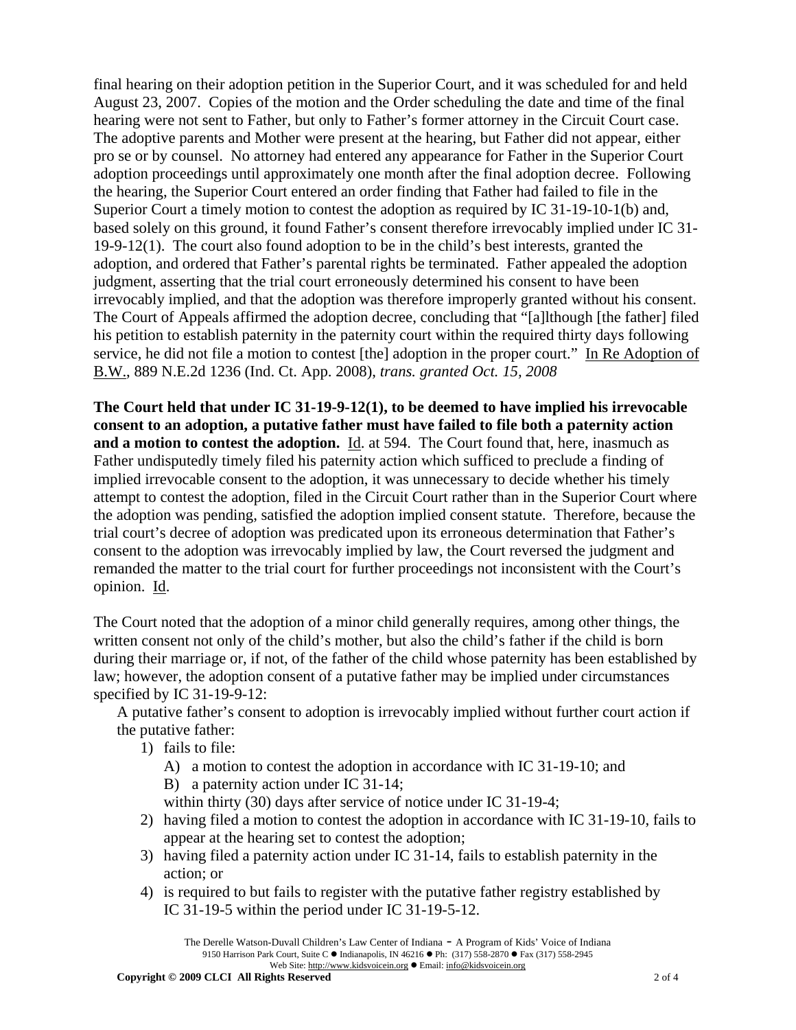final hearing on their adoption petition in the Superior Court, and it was scheduled for and held August 23, 2007. Copies of the motion and the Order scheduling the date and time of the final hearing were not sent to Father, but only to Father's former attorney in the Circuit Court case. The adoptive parents and Mother were present at the hearing, but Father did not appear, either pro se or by counsel. No attorney had entered any appearance for Father in the Superior Court adoption proceedings until approximately one month after the final adoption decree. Following the hearing, the Superior Court entered an order finding that Father had failed to file in the Superior Court a timely motion to contest the adoption as required by IC 31-19-10-1(b) and, based solely on this ground, it found Father's consent therefore irrevocably implied under IC 31-19-9-12(1). The court also found adoption to be in the child's best interests, granted the adoption, and ordered that Father's parental rights be terminated. Father appealed the adoption judgment, asserting that the trial court erroneously determined his consent to have been irrevocably implied, and that the adoption was therefore improperly granted without his consent. The Court of Appeals affirmed the adoption decree, concluding that "[a]lthough [the father] filed his petition to establish paternity in the paternity court within the required thirty days following service, he did not file a motion to contest [the] adoption in the proper court." In Re Adoption of B.W., 889 N.E.2d 1236 (Ind. Ct. App. 2008), *trans. granted Oct. 15, 2008*

**The Court held that under IC 31-19-9-12(1), to be deemed to have implied his irrevocable consent to an adoption, a putative father must have failed to file both a paternity action and a motion to contest the adoption.** Id. at 594. The Court found that, here, inasmuch as Father undisputedly timely filed his paternity action which sufficed to preclude a finding of implied irrevocable consent to the adoption, it was unnecessary to decide whether his timely attempt to contest the adoption, filed in the Circuit Court rather than in the Superior Court where the adoption was pending, satisfied the adoption implied consent statute. Therefore, because the trial court's decree of adoption was predicated upon its erroneous determination that Father's consent to the adoption was irrevocably implied by law, the Court reversed the judgment and remanded the matter to the trial court for further proceedings not inconsistent with the Court's opinion. Id.

The Court noted that the adoption of a minor child generally requires, among other things, the written consent not only of the child's mother, but also the child's father if the child is born during their marriage or, if not, of the father of the child whose paternity has been established by law; however, the adoption consent of a putative father may be implied under circumstances specified by IC 31-19-9-12:

> A putative father's consent to adoption is irrevocably implied without further court action if the putative father:
>
> 1) fails to file:
>    - A) a motion to contest the adoption in accordance with IC 31-19-10; and
>    - B) a paternity action under IC 31-14;
>
>    within thirty (30) days after service of notice under IC 31-19-4;
> 2) having filed a motion to contest the adoption in accordance with IC 31-19-10, fails to appear at the hearing set to contest the adoption;
> 3) having filed a paternity action under IC 31-14, fails to establish paternity in the action; or
> 4) is required to but fails to register with the putative father registry established by IC 31-19-5 within the period under IC 31-19-5-12.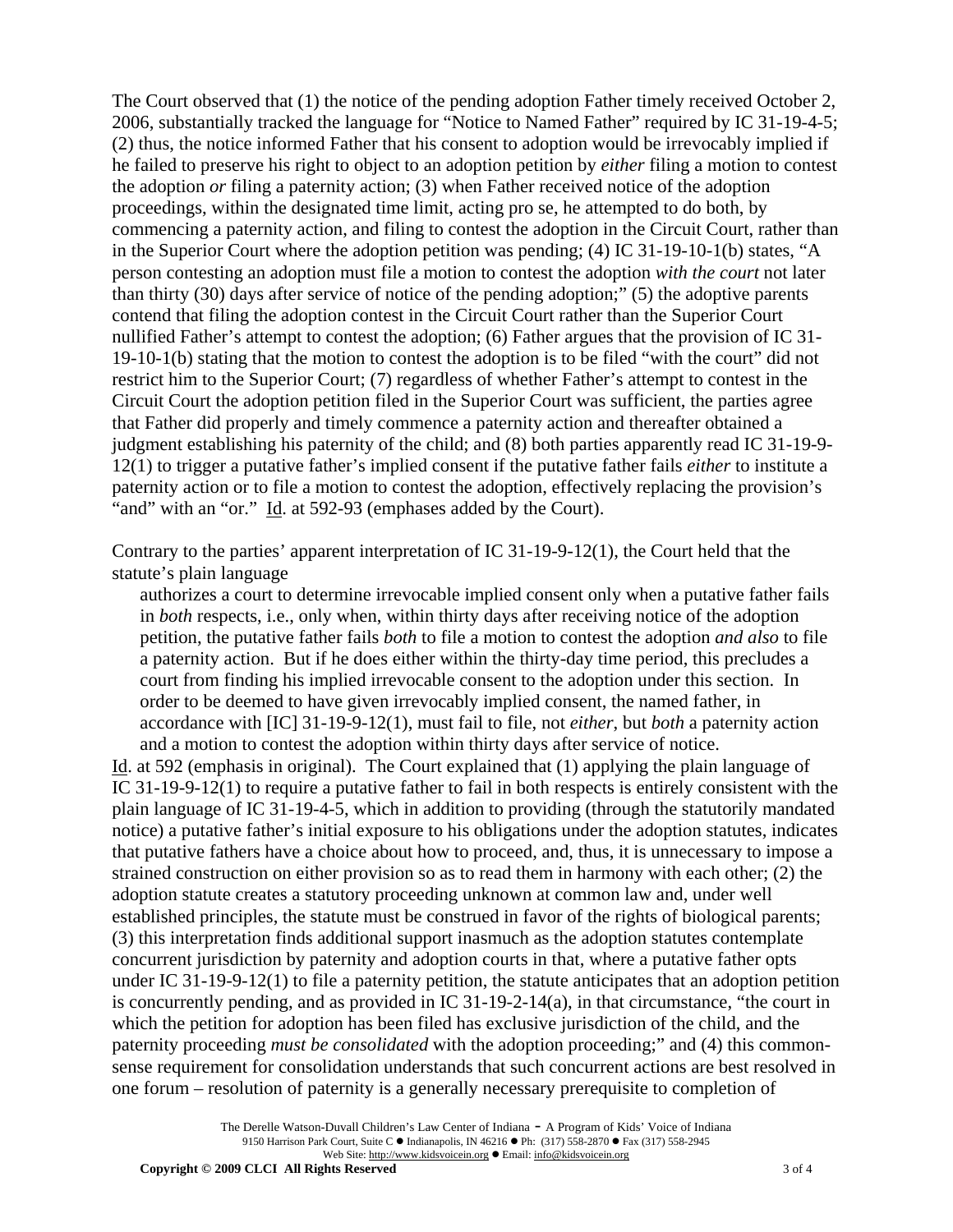The Court observed that (1) the notice of the pending adoption Father timely received October 2, 2006, substantially tracked the language for "Notice to Named Father" required by IC 31-19-4-5; (2) thus, the notice informed Father that his consent to adoption would be irrevocably implied if he failed to preserve his right to object to an adoption petition by *either* filing a motion to contest the adoption *or* filing a paternity action; (3) when Father received notice of the adoption proceedings, within the designated time limit, acting pro se, he attempted to do both, by commencing a paternity action, and filing to contest the adoption in the Circuit Court, rather than in the Superior Court where the adoption petition was pending; (4) IC 31-19-10-1(b) states, "A person contesting an adoption must file a motion to contest the adoption *with the court* not later than thirty (30) days after service of notice of the pending adoption;" (5) the adoptive parents contend that filing the adoption contest in the Circuit Court rather than the Superior Court nullified Father's attempt to contest the adoption; (6) Father argues that the provision of IC 31-19-10-1(b) stating that the motion to contest the adoption is to be filed "with the court" did not restrict him to the Superior Court; (7) regardless of whether Father's attempt to contest in the Circuit Court the adoption petition filed in the Superior Court was sufficient, the parties agree that Father did properly and timely commence a paternity action and thereafter obtained a judgment establishing his paternity of the child; and (8) both parties apparently read IC 31-19-9-12(1) to trigger a putative father's implied consent if the putative father fails *either* to institute a paternity action or to file a motion to contest the adoption, effectively replacing the provision's "and" with an "or." Id. at 592-93 (emphases added by the Court).

Contrary to the parties' apparent interpretation of IC 31-19-9-12(1), the Court held that the statute's plain language

> authorizes a court to determine irrevocable implied consent only when a putative father fails in *both* respects, i.e., only when, within thirty days after receiving notice of the adoption petition, the putative father fails *both* to file a motion to contest the adoption *and also* to file a paternity action. But if he does either within the thirty-day time period, this precludes a court from finding his implied irrevocable consent to the adoption under this section. In order to be deemed to have given irrevocably implied consent, the named father, in accordance with [IC] 31-19-9-12(1), must fail to file, not *either*, but *both* a paternity action and a motion to contest the adoption within thirty days after service of notice.

Id. at 592 (emphasis in original). The Court explained that (1) applying the plain language of IC 31-19-9-12(1) to require a putative father to fail in both respects is entirely consistent with the plain language of IC 31-19-4-5, which in addition to providing (through the statutorily mandated notice) a putative father's initial exposure to his obligations under the adoption statutes, indicates that putative fathers have a choice about how to proceed, and, thus, it is unnecessary to impose a strained construction on either provision so as to read them in harmony with each other; (2) the adoption statute creates a statutory proceeding unknown at common law and, under well established principles, the statute must be construed in favor of the rights of biological parents; (3) this interpretation finds additional support inasmuch as the adoption statutes contemplate concurrent jurisdiction by paternity and adoption courts in that, where a putative father opts under IC 31-19-9-12(1) to file a paternity petition, the statute anticipates that an adoption petition is concurrently pending, and as provided in IC 31-19-2-14(a), in that circumstance, "the court in which the petition for adoption has been filed has exclusive jurisdiction of the child, and the paternity proceeding *must be consolidated* with the adoption proceeding;" and (4) this common-sense requirement for consolidation understands that such concurrent actions are best resolved in one forum – resolution of paternity is a generally necessary prerequisite to completion of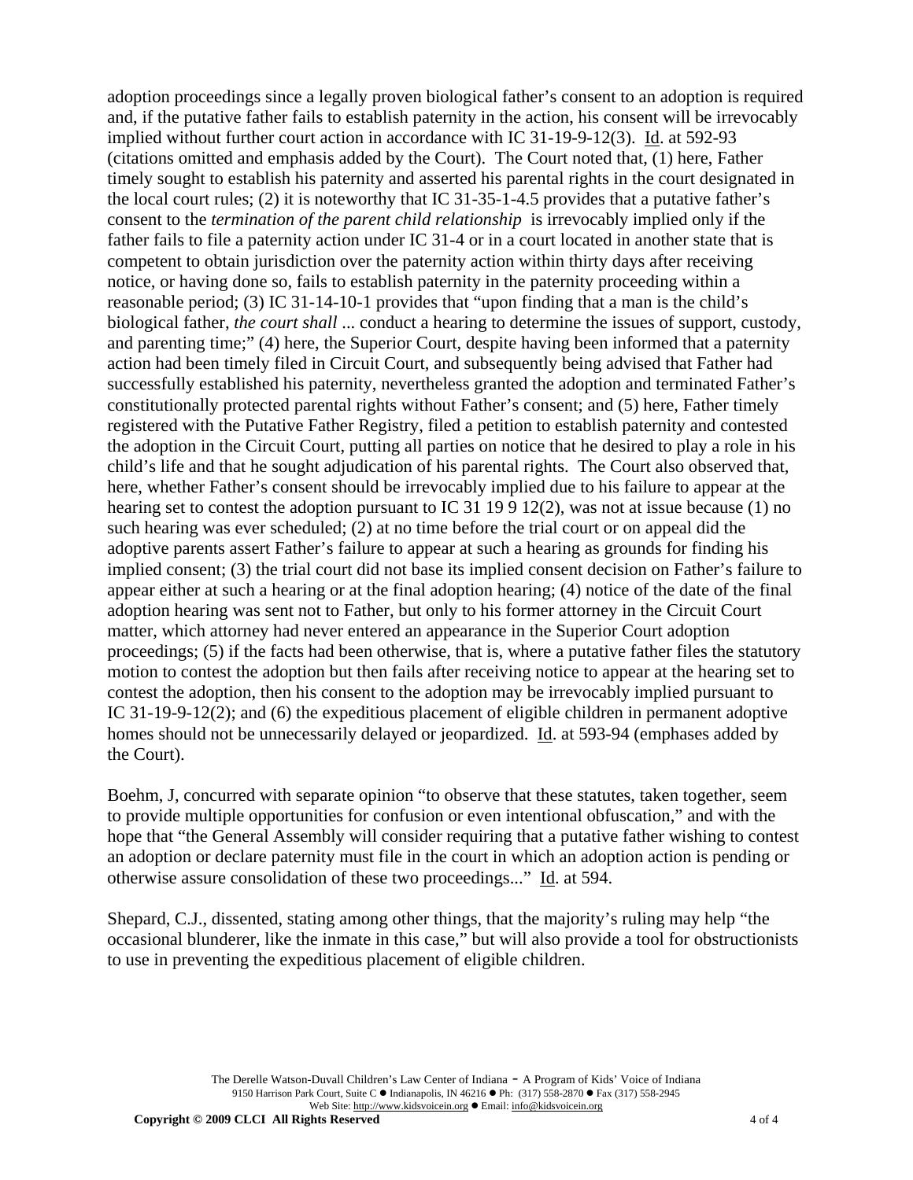adoption proceedings since a legally proven biological father's consent to an adoption is required and, if the putative father fails to establish paternity in the action, his consent will be irrevocably implied without further court action in accordance with IC 31-19-9-12(3). Id. at 592-93 (citations omitted and emphasis added by the Court). The Court noted that, (1) here, Father timely sought to establish his paternity and asserted his parental rights in the court designated in the local court rules; (2) it is noteworthy that IC 31-35-1-4.5 provides that a putative father's consent to the *termination of the parent child relationship* is irrevocably implied only if the father fails to file a paternity action under IC 31-4 or in a court located in another state that is competent to obtain jurisdiction over the paternity action within thirty days after receiving notice, or having done so, fails to establish paternity in the paternity proceeding within a reasonable period; (3) IC 31-14-10-1 provides that "upon finding that a man is the child's biological father, *the court shall* ... conduct a hearing to determine the issues of support, custody, and parenting time;" (4) here, the Superior Court, despite having been informed that a paternity action had been timely filed in Circuit Court, and subsequently being advised that Father had successfully established his paternity, nevertheless granted the adoption and terminated Father's constitutionally protected parental rights without Father's consent; and (5) here, Father timely registered with the Putative Father Registry, filed a petition to establish paternity and contested the adoption in the Circuit Court, putting all parties on notice that he desired to play a role in his child's life and that he sought adjudication of his parental rights. The Court also observed that, here, whether Father's consent should be irrevocably implied due to his failure to appear at the hearing set to contest the adoption pursuant to IC 31 19 9 12(2), was not at issue because (1) no such hearing was ever scheduled; (2) at no time before the trial court or on appeal did the adoptive parents assert Father's failure to appear at such a hearing as grounds for finding his implied consent; (3) the trial court did not base its implied consent decision on Father's failure to appear either at such a hearing or at the final adoption hearing; (4) notice of the date of the final adoption hearing was sent not to Father, but only to his former attorney in the Circuit Court matter, which attorney had never entered an appearance in the Superior Court adoption proceedings; (5) if the facts had been otherwise, that is, where a putative father files the statutory motion to contest the adoption but then fails after receiving notice to appear at the hearing set to contest the adoption, then his consent to the adoption may be irrevocably implied pursuant to IC 31-19-9-12(2); and (6) the expeditious placement of eligible children in permanent adoptive homes should not be unnecessarily delayed or jeopardized. Id. at 593-94 (emphases added by the Court).

Boehm, J, concurred with separate opinion "to observe that these statutes, taken together, seem to provide multiple opportunities for confusion or even intentional obfuscation," and with the hope that "the General Assembly will consider requiring that a putative father wishing to contest an adoption or declare paternity must file in the court in which an adoption action is pending or otherwise assure consolidation of these two proceedings..." Id. at 594.

Shepard, C.J., dissented, stating among other things, that the majority's ruling may help "the occasional blunderer, like the inmate in this case," but will also provide a tool for obstructionists to use in preventing the expeditious placement of eligible children.